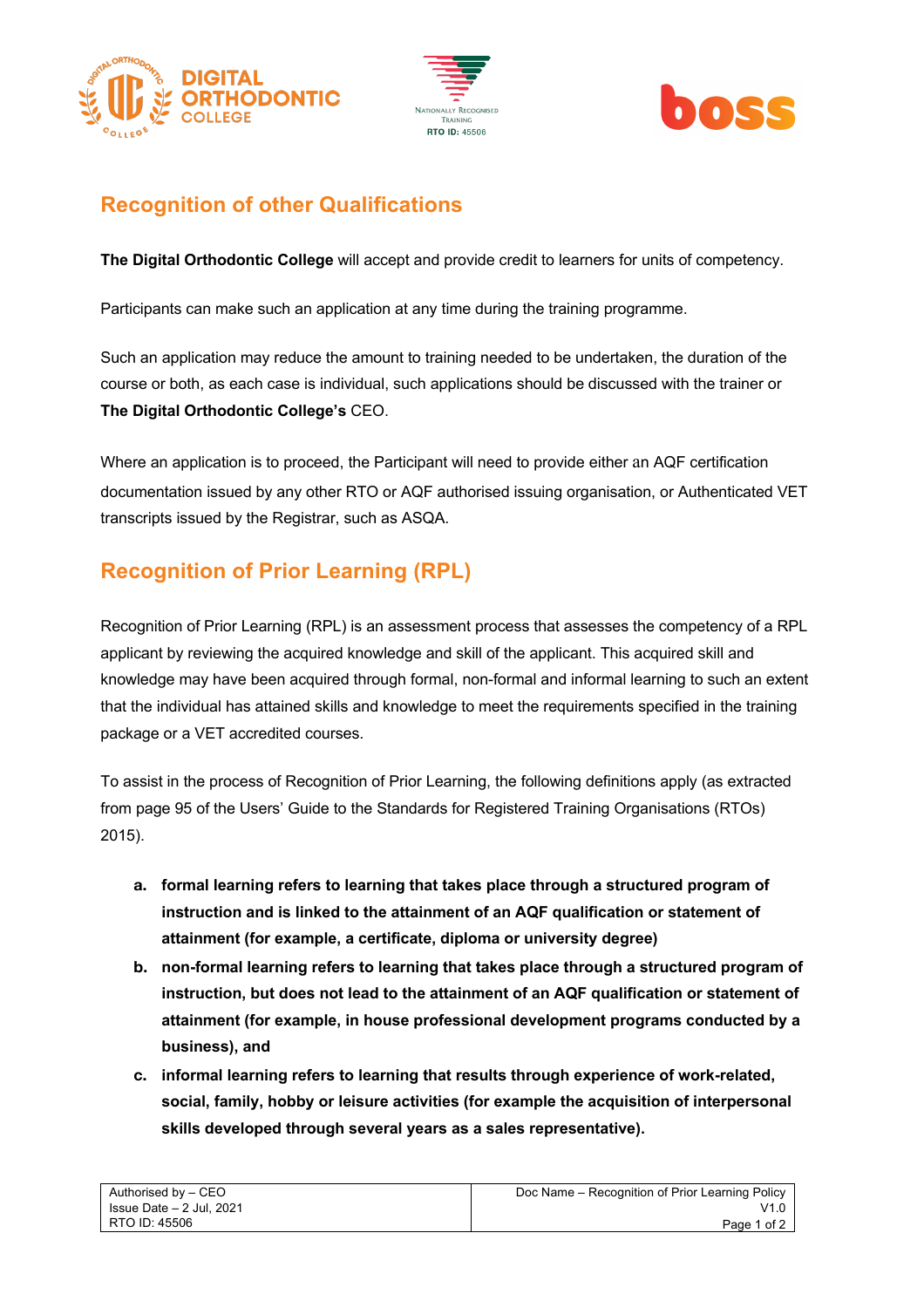## Recognition of other Qualifications

**The Digital Orthodontic College** will accept and provide credit to learners for units of competency.

Participants can make such an application at any time during the training programme.

Such an application may reduce the amount to training needed to be undertaken, the duration of the course or both, as each case is individual, such applications should be discussed with the trainer or **The Digital Orthodontic College's** CEO.

Where an application is to proceed, the Participant will need to provide either an AQF certification documentation issued by any other RTO or AQF authorised issuing organisation, or Authenticated VET transcripts issued by the Registrar, such as ASQA.

## Recognition of Prior Learning (RPL)

Recognition of Prior Learning (RPL) is an assessment process that assesses the competency of a RPL applicant by reviewing the acquired knowledge and skill of the applicant. This acquired skill and knowledge may have been acquired through formal, non-formal and informal learning to such an extent that the individual has attained skills and knowledge to meet the requirements specified in the training package or a VET accredited courses.

To assist in the process of Recognition of Prior Learning, the following definitions apply (as extracted from page 95 of the Users' Guide to the Standards for Registered Training Organisations (RTOs) 2015).

a. **formal learning refers to learning that takes place through a structured program of instruction and is linked to the attainment of an AQF qualification or statement of attainment (for example, a certificate, diploma or university degree)**
b. **non-formal learning refers to learning that takes place through a structured program of instruction, but does not lead to the attainment of an AQF qualification or statement of attainment (for example, in house professional development programs conducted by a business), and**
c. **informal learning refers to learning that results through experience of work-related, social, family, hobby or leisure activities (for example the acquisition of interpersonal skills developed through several years as a sales representative).**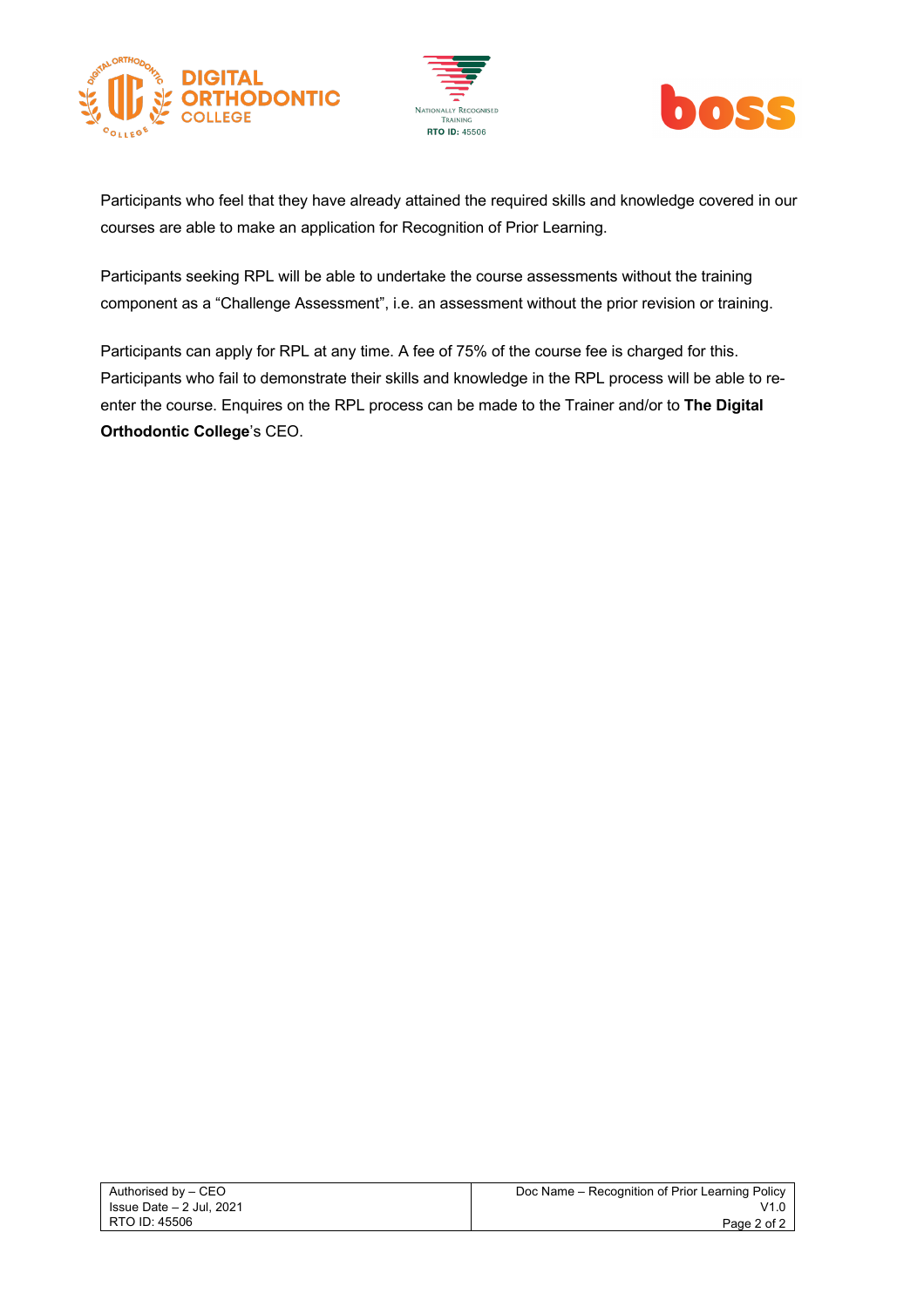Participants who feel that they have already attained the required skills and knowledge covered in our courses are able to make an application for Recognition of Prior Learning.

Participants seeking RPL will be able to undertake the course assessments without the training component as a “Challenge Assessment”, i.e. an assessment without the prior revision or training.

Participants can apply for RPL at any time. A fee of 75% of the course fee is charged for this. Participants who fail to demonstrate their skills and knowledge in the RPL process will be able to re-enter the course. Enquires on the RPL process can be made to the Trainer and/or to **The Digital Orthodontic College**’s CEO.